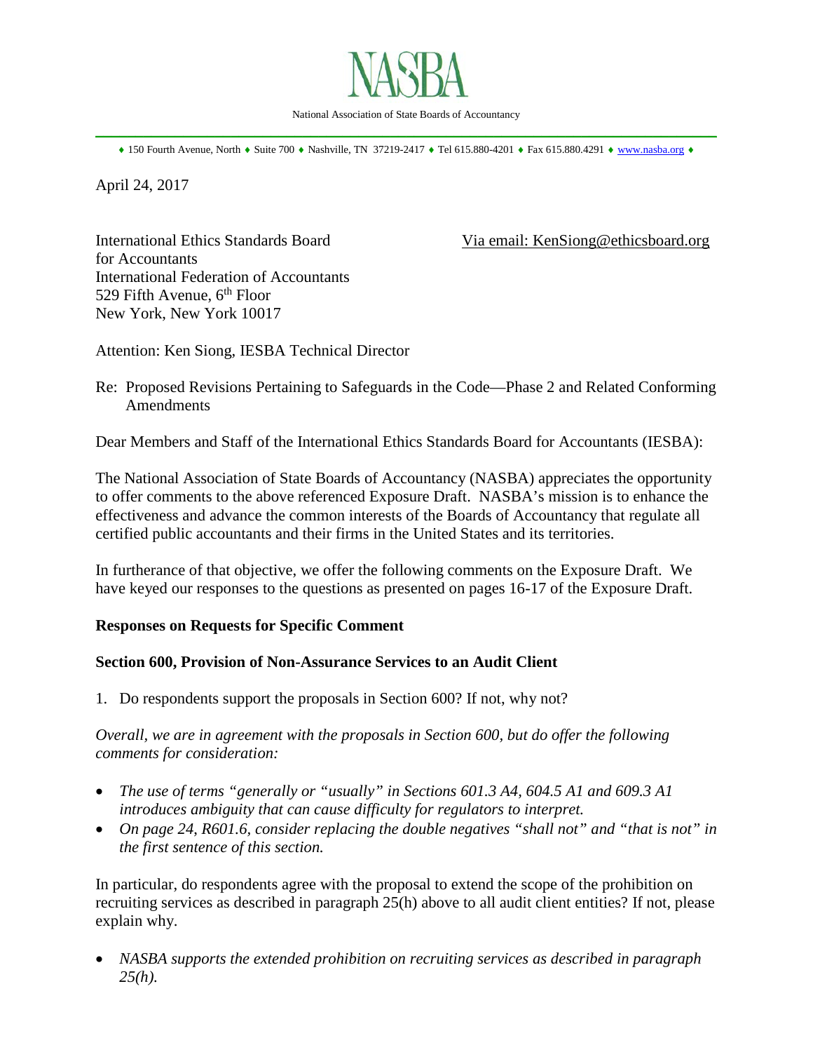# NASBA

National Association of State Boards of Accountancy

♦ 150 Fourth Avenue, North ♦ Suite 700 ♦ Nashville, TN 37219-2417 ♦ Tel 615.880-4201 ♦ Fax 615.880.4291 ♦ www.nasba.org ♦

April 24, 2017

International Ethics Standards Board for Accountants
International Federation of Accountants
529 Fifth Avenue, 6th Floor
New York, New York 10017

Via email: KenSiong@ethicsboard.org

Attention: Ken Siong, IESBA Technical Director

Re: Proposed Revisions Pertaining to Safeguards in the Code—Phase 2 and Related Conforming Amendments

Dear Members and Staff of the International Ethics Standards Board for Accountants (IESBA):

The National Association of State Boards of Accountancy (NASBA) appreciates the opportunity to offer comments to the above referenced Exposure Draft. NASBA's mission is to enhance the effectiveness and advance the common interests of the Boards of Accountancy that regulate all certified public accountants and their firms in the United States and its territories.

In furtherance of that objective, we offer the following comments on the Exposure Draft. We have keyed our responses to the questions as presented on pages 16-17 of the Exposure Draft.

**Responses on Requests for Specific Comment**

**Section 600, Provision of Non-Assurance Services to an Audit Client**

1. Do respondents support the proposals in Section 600? If not, why not?

*Overall, we are in agreement with the proposals in Section 600, but do offer the following comments for consideration:*

- *The use of terms "generally or "usually" in Sections 601.3 A4, 604.5 A1 and 609.3 A1 introduces ambiguity that can cause difficulty for regulators to interpret.*
- *On page 24, R601.6, consider replacing the double negatives "shall not" and "that is not" in the first sentence of this section.*

In particular, do respondents agree with the proposal to extend the scope of the prohibition on recruiting services as described in paragraph 25(h) above to all audit client entities? If not, please explain why.

- *NASBA supports the extended prohibition on recruiting services as described in paragraph 25(h).*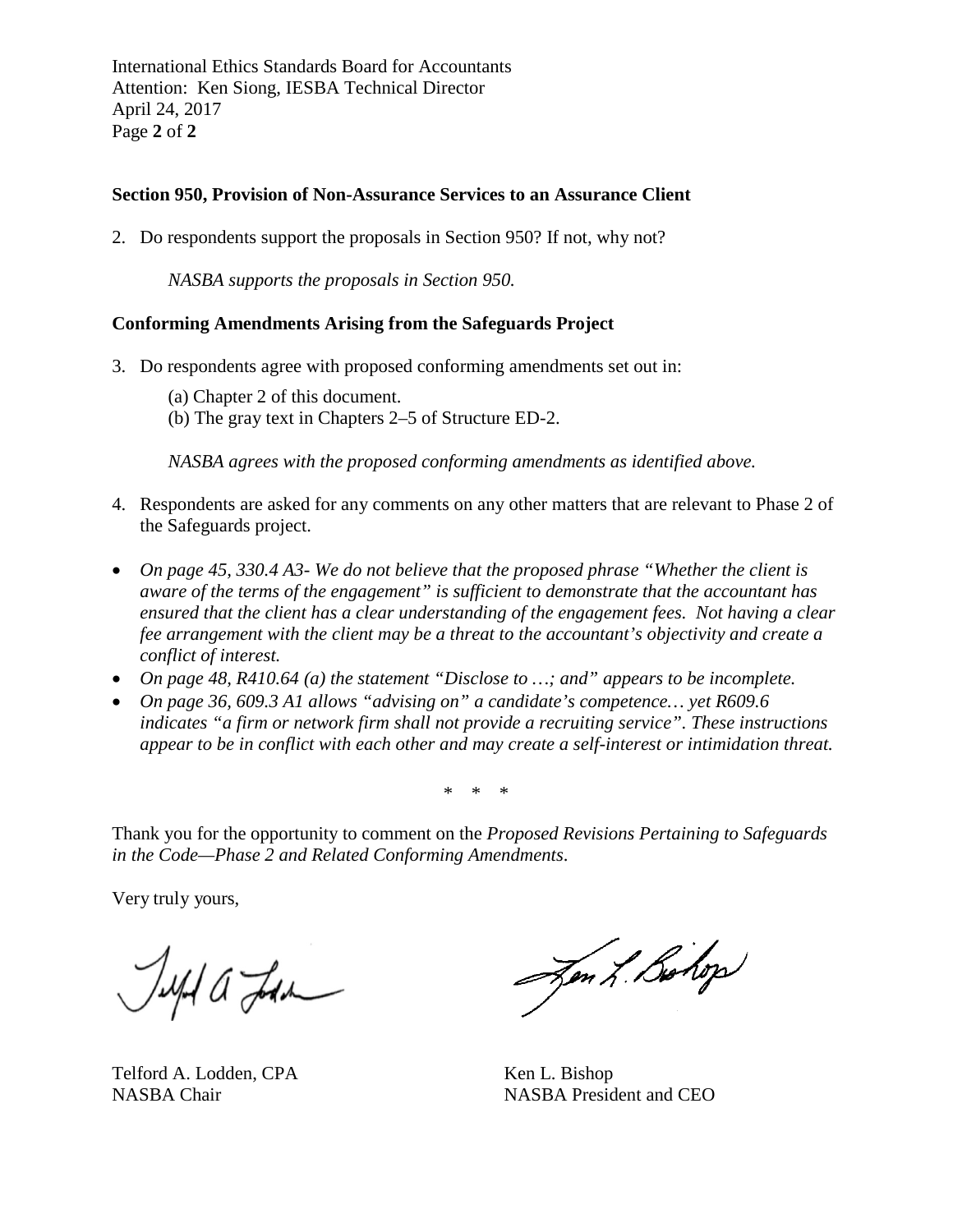International Ethics Standards Board for Accountants
Attention: Ken Siong, IESBA Technical Director
April 24, 2017

**Section 950, Provision of Non-Assurance Services to an Assurance Client**

2. Do respondents support the proposals in Section 950? If not, why not?

   *NASBA supports the proposals in Section 950.*

**Conforming Amendments Arising from the Safeguards Project**

3. Do respondents agree with proposed conforming amendments set out in:

   (a) Chapter 2 of this document.
   (b) The gray text in Chapters 2–5 of Structure ED-2.

   *NASBA agrees with the proposed conforming amendments as identified above.*

4. Respondents are asked for any comments on any other matters that are relevant to Phase 2 of the Safeguards project.

- *On page 45, 330.4 A3- We do not believe that the proposed phrase "Whether the client is aware of the terms of the engagement" is sufficient to demonstrate that the accountant has ensured that the client has a clear understanding of the engagement fees. Not having a clear fee arrangement with the client may be a threat to the accountant's objectivity and create a conflict of interest.*
- *On page 48, R410.64 (a) the statement "Disclose to …; and" appears to be incomplete.*
- *On page 36, 609.3 A1 allows "advising on" a candidate's competence… yet R609.6 indicates "a firm or network firm shall not provide a recruiting service". These instructions appear to be in conflict with each other and may create a self-interest or intimidation threat.*

\* \* \*

Thank you for the opportunity to comment on the *Proposed Revisions Pertaining to Safeguards in the Code—Phase 2 and Related Conforming Amendments*.

Very truly yours,

Telford A. Lodden, CPA
NASBA Chair

Ken L. Bishop
NASBA President and CEO